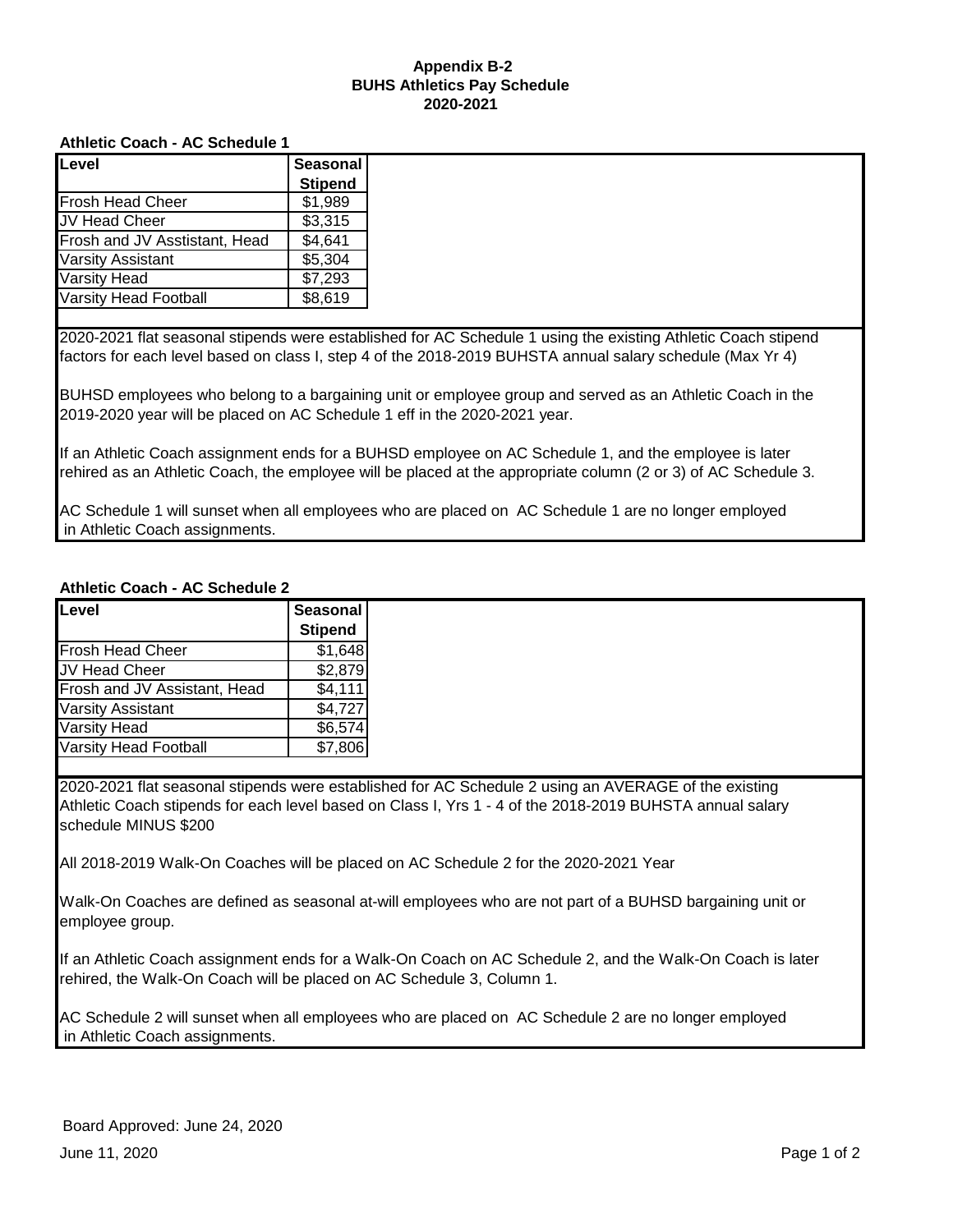**Appendix B-2**
**BUHS Athletics Pay Schedule**
**2020-2021**

### Athletic Coach - AC Schedule 1

| Level | Seasonal Stipend |
|---|---|
| Frosh Head Cheer | $1,989 |
| JV Head Cheer | $3,315 |
| Frosh and JV Asstistant, Head | $4,641 |
| Varsity Assistant | $5,304 |
| Varsity Head | $7,293 |
| Varsity Head Football | $8,619 |

2020-2021 flat seasonal stipends were established for AC Schedule 1 using the existing Athletic Coach stipend factors for each level based on class I, step 4 of the 2018-2019 BUHSTA annual salary schedule (Max Yr 4)

BUHSD employees who belong to a bargaining unit or employee group and served as an Athletic Coach in the 2019-2020 year will be placed on AC Schedule 1 eff in the 2020-2021 year.

If an Athletic Coach assignment ends for a BUHSD employee on AC Schedule 1, and the employee is later rehired as an Athletic Coach, the employee will be placed at the appropriate column (2 or 3) of AC Schedule 3.

AC Schedule 1 will sunset when all employees who are placed on AC Schedule 1 are no longer employed in Athletic Coach assignments.

### Athletic Coach - AC Schedule 2

| Level | Seasonal Stipend |
|---|---|
| Frosh Head Cheer | $1,648 |
| JV Head Cheer | $2,879 |
| Frosh and JV Assistant, Head | $4,111 |
| Varsity Assistant | $4,727 |
| Varsity Head | $6,574 |
| Varsity Head Football | $7,806 |

2020-2021 flat seasonal stipends were established for AC Schedule 2 using an AVERAGE of the existing Athletic Coach stipends for each level based on Class I, Yrs 1 - 4 of the 2018-2019 BUHSTA annual salary schedule MINUS $200

All 2018-2019 Walk-On Coaches will be placed on AC Schedule 2 for the 2020-2021 Year

Walk-On Coaches are defined as seasonal at-will employees who are not part of a BUHSD bargaining unit or employee group.

If an Athletic Coach assignment ends for a Walk-On Coach on AC Schedule 2, and the Walk-On Coach is later rehired, the Walk-On Coach will be placed on AC Schedule 3, Column 1.

AC Schedule 2 will sunset when all employees who are placed on AC Schedule 2 are no longer employed in Athletic Coach assignments.

Board Approved: June 24, 2020

June 11, 2020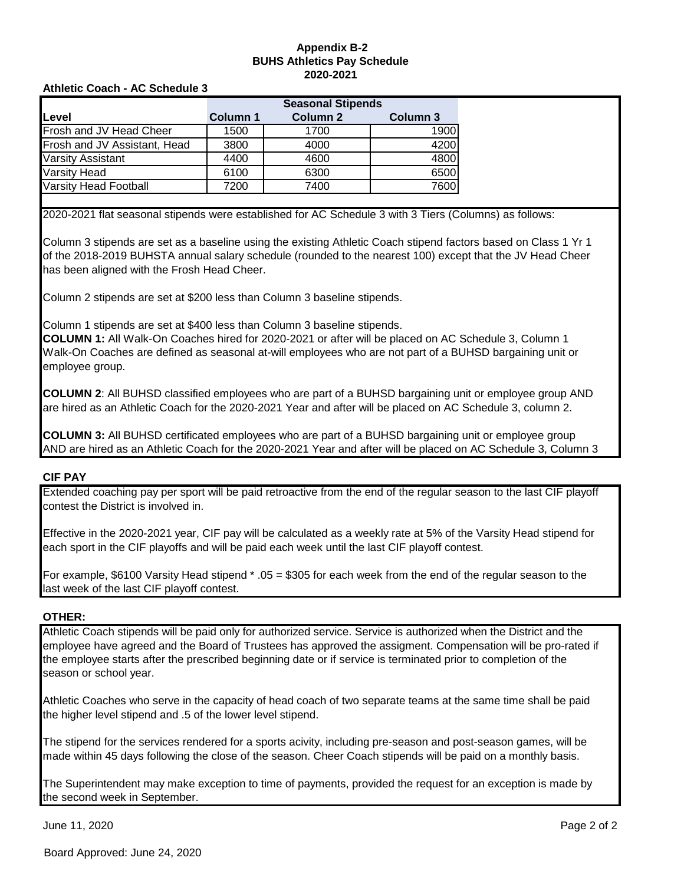**Appendix B-2**
**BUHS Athletics Pay Schedule**
**2020-2021**

**Athletic Coach - AC Schedule 3**

| | Seasonal Stipends | | |
|---|---|---|---|
| **Level** | **Column 1** | **Column 2** | **Column 3** |
| Frosh and JV Head Cheer | 1500 | 1700 | 1900 |
| Frosh and JV Assistant, Head | 3800 | 4000 | 4200 |
| Varsity Assistant | 4400 | 4600 | 4800 |
| Varsity Head | 6100 | 6300 | 6500 |
| Varsity Head Football | 7200 | 7400 | 7600 |

2020-2021 flat seasonal stipends were established for AC Schedule 3 with 3 Tiers (Columns) as follows:

Column 3 stipends are set as a baseline using the existing Athletic Coach stipend factors based on Class 1 Yr 1 of the 2018-2019 BUHSTA annual salary schedule (rounded to the nearest 100) except that the JV Head Cheer has been aligned with the Frosh Head Cheer.

Column 2 stipends are set at $200 less than Column 3 baseline stipends.

Column 1 stipends are set at $400 less than Column 3 baseline stipends.

**COLUMN 1:** All Walk-On Coaches hired for 2020-2021 or after will be placed on AC Schedule 3, Column 1 Walk-On Coaches are defined as seasonal at-will employees who are not part of a BUHSD bargaining unit or employee group.

**COLUMN 2**: All BUHSD classified employees who are part of a BUHSD bargaining unit or employee group AND are hired as an Athletic Coach for the 2020-2021 Year and after will be placed on AC Schedule 3, column 2.

**COLUMN 3:** All BUHSD certificated employees who are part of a BUHSD bargaining unit or employee group AND are hired as an Athletic Coach for the 2020-2021 Year and after will be placed on AC Schedule 3, Column 3

**CIF PAY**

Extended coaching pay per sport will be paid retroactive from the end of the regular season to the last CIF playoff contest the District is involved in.

Effective in the 2020-2021 year, CIF pay will be calculated as a weekly rate at 5% of the Varsity Head stipend for each sport in the CIF playoffs and will be paid each week until the last CIF playoff contest.

For example, $6100 Varsity Head stipend * .05 = $305 for each week from the end of the regular season to the last week of the last CIF playoff contest.

**OTHER:**

Athletic Coach stipends will be paid only for authorized service. Service is authorized when the District and the employee have agreed and the Board of Trustees has approved the assigment. Compensation will be pro-rated if the employee starts after the prescribed beginning date or if service is terminated prior to completion of the season or school year.

Athletic Coaches who serve in the capacity of head coach of two separate teams at the same time shall be paid the higher level stipend and .5 of the lower level stipend.

The stipend for the services rendered for a sports acivity, including pre-season and post-season games, will be made within 45 days following the close of the season. Cheer Coach stipends will be paid on a monthly basis.

The Superintendent may make exception to time of payments, provided the request for an exception is made by the second week in September.

June 11, 2020

Board Approved: June 24, 2020